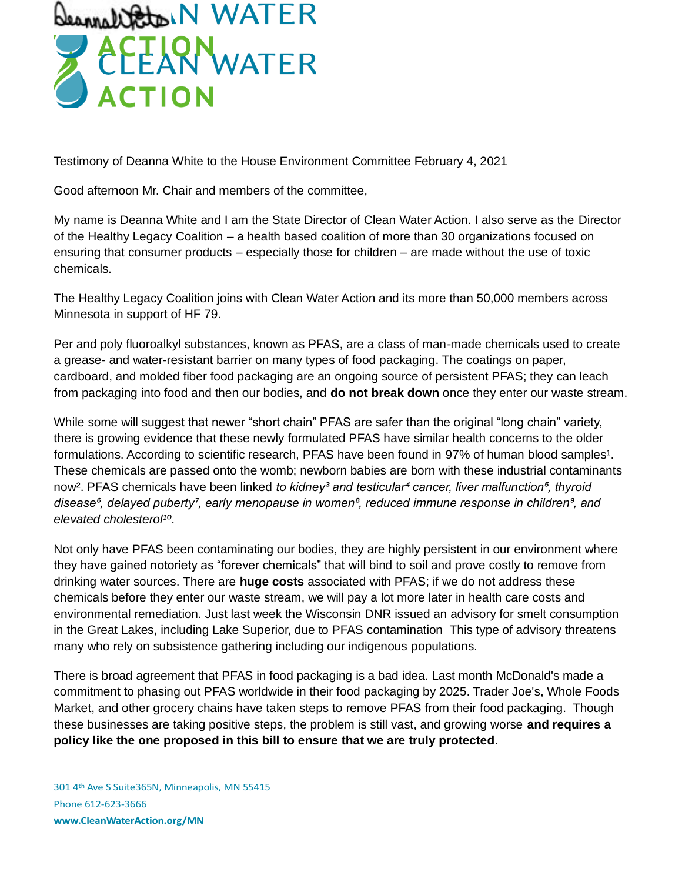Testimony of Deanna White to the House Environment Committee February 4, 2021

Good afternoon Mr. Chair and members of the committee,

My name is Deanna White and I am the State Director of Clean Water Action. I also serve as the Director of the Healthy Legacy Coalition – a health based coalition of more than 30 organizations focused on ensuring that consumer products – especially those for children – are made without the use of toxic chemicals.

The Healthy Legacy Coalition joins with Clean Water Action and its more than 50,000 members across Minnesota in support of HF 79.

Per and poly fluoroalkyl substances, known as PFAS, are a class of man-made chemicals used to create a grease- and water-resistant barrier on many types of food packaging. The coatings on paper, cardboard, and molded fiber food packaging are an ongoing source of persistent PFAS; they can leach from packaging into food and then our bodies, and **do not break down** once they enter our waste stream.

While some will suggest that newer "short chain" PFAS are safer than the original "long chain" variety, there is growing evidence that these newly formulated PFAS have similar health concerns to the older formulations. According to scientific research, PFAS have been found in 97% of human blood samples[1]. These chemicals are passed onto the womb; newborn babies are born with these industrial contaminants now[2]. PFAS chemicals have been linked *to kidney[3] and testicular[4] cancer, liver malfunction[5], thyroid disease[6], delayed puberty[7], early menopause in women[8], reduced immune response in children[9], and elevated cholesterol[10]*.

Not only have PFAS been contaminating our bodies, they are highly persistent in our environment where they have gained notoriety as "forever chemicals" that will bind to soil and prove costly to remove from drinking water sources. There are **huge costs** associated with PFAS; if we do not address these chemicals before they enter our waste stream, we will pay a lot more later in health care costs and environmental remediation. Just last week the Wisconsin DNR issued an advisory for smelt consumption in the Great Lakes, including Lake Superior, due to PFAS contamination This type of advisory threatens many who rely on subsistence gathering including our indigenous populations.

There is broad agreement that PFAS in food packaging is a bad idea. Last month McDonald's made a commitment to phasing out PFAS worldwide in their food packaging by 2025. Trader Joe's, Whole Foods Market, and other grocery chains have taken steps to remove PFAS from their food packaging. Though these businesses are taking positive steps, the problem is still vast, and growing worse **and requires a policy like the one proposed in this bill to ensure that we are truly protected**.

301 4th Ave S Suite365N, Minneapolis, MN 55415
Phone 612-623-3666
**www.CleanWaterAction.org/MN**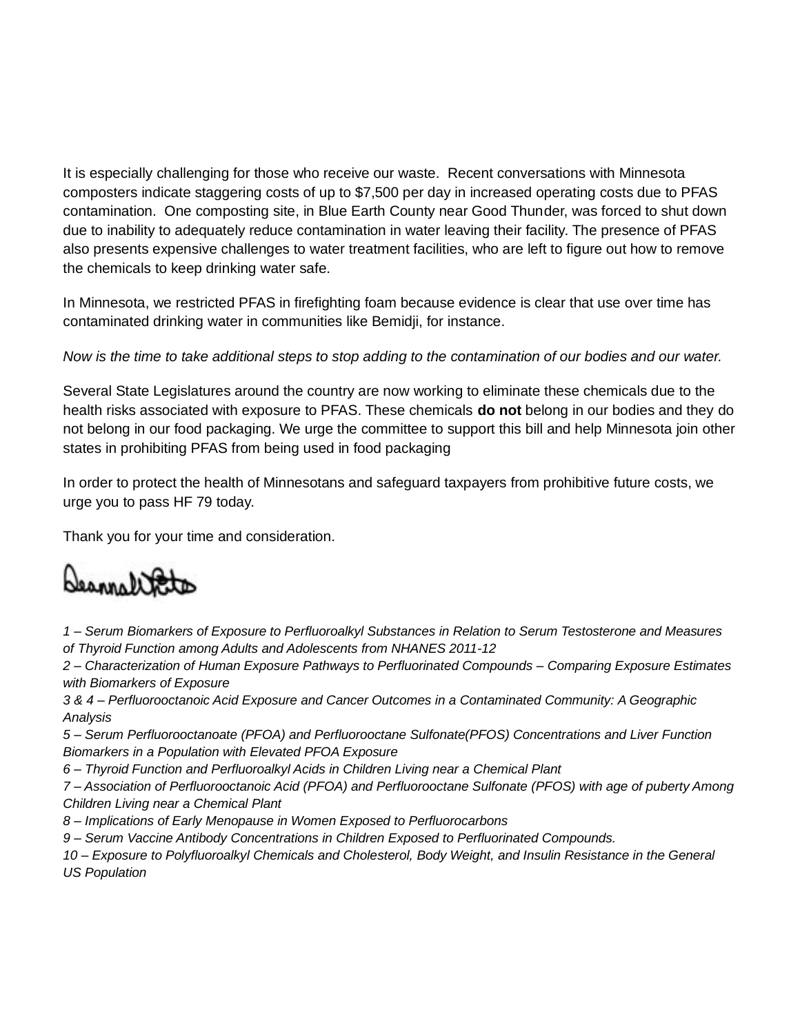It is especially challenging for those who receive our waste. Recent conversations with Minnesota composters indicate staggering costs of up to $7,500 per day in increased operating costs due to PFAS contamination. One composting site, in Blue Earth County near Good Thunder, was forced to shut down due to inability to adequately reduce contamination in water leaving their facility. The presence of PFAS also presents expensive challenges to water treatment facilities, who are left to figure out how to remove the chemicals to keep drinking water safe.

In Minnesota, we restricted PFAS in firefighting foam because evidence is clear that use over time has contaminated drinking water in communities like Bemidji, for instance.

*Now is the time to take additional steps to stop adding to the contamination of our bodies and our water.*

Several State Legislatures around the country are now working to eliminate these chemicals due to the health risks associated with exposure to PFAS. These chemicals **do not** belong in our bodies and they do not belong in our food packaging. We urge the committee to support this bill and help Minnesota join other states in prohibiting PFAS from being used in food packaging

In order to protect the health of Minnesotans and safeguard taxpayers from prohibitive future costs, we urge you to pass HF 79 today.

Thank you for your time and consideration.

*1 – Serum Biomarkers of Exposure to Perfluoroalkyl Substances in Relation to Serum Testosterone and Measures of Thyroid Function among Adults and Adolescents from NHANES 2011-12*
*2 – Characterization of Human Exposure Pathways to Perfluorinated Compounds – Comparing Exposure Estimates with Biomarkers of Exposure*
*3 & 4 – Perfluorooctanoic Acid Exposure and Cancer Outcomes in a Contaminated Community: A Geographic Analysis*
*5 – Serum Perfluorooctanoate (PFOA) and Perfluorooctane Sulfonate(PFOS) Concentrations and Liver Function Biomarkers in a Population with Elevated PFOA Exposure*
*6 – Thyroid Function and Perfluoroalkyl Acids in Children Living near a Chemical Plant*
*7 – Association of Perfluorooctanoic Acid (PFOA) and Perfluorooctane Sulfonate (PFOS) with age of puberty Among Children Living near a Chemical Plant*
*8 – Implications of Early Menopause in Women Exposed to Perfluorocarbons*
*9 – Serum Vaccine Antibody Concentrations in Children Exposed to Perfluorinated Compounds.*
*10 – Exposure to Polyfluoroalkyl Chemicals and Cholesterol, Body Weight, and Insulin Resistance in the General US Population*